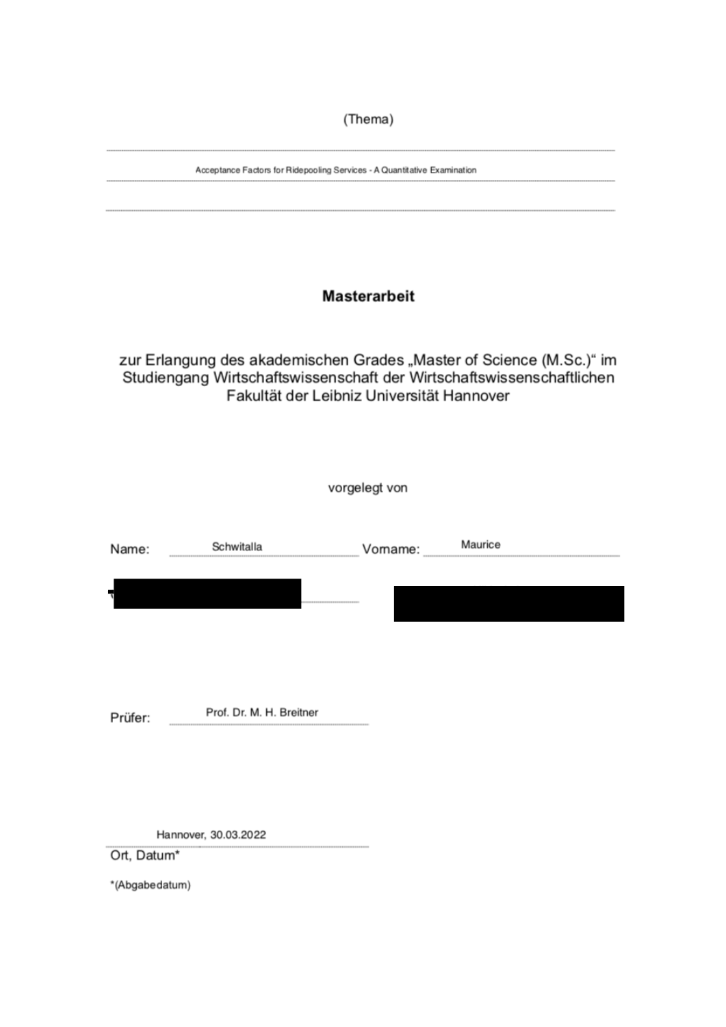(Thema)

Acceptance Factors for Ridepooling Services - A Quantitative Examination

# Masterarbeit

zur Erlangung des akademischen Grades „Master of Science (M.Sc.)“ im Studiengang Wirtschaftswissenschaft der Wirtschaftswissenschaftlichen Fakultät der Leibniz Universität Hannover

vorgelegt von

Name: Schwitalla Vorname: Maurice

Prüfer: Prof. Dr. M. H. Breitner

Hannover, 30.03.2022

Ort, Datum*

*(Abgabedatum)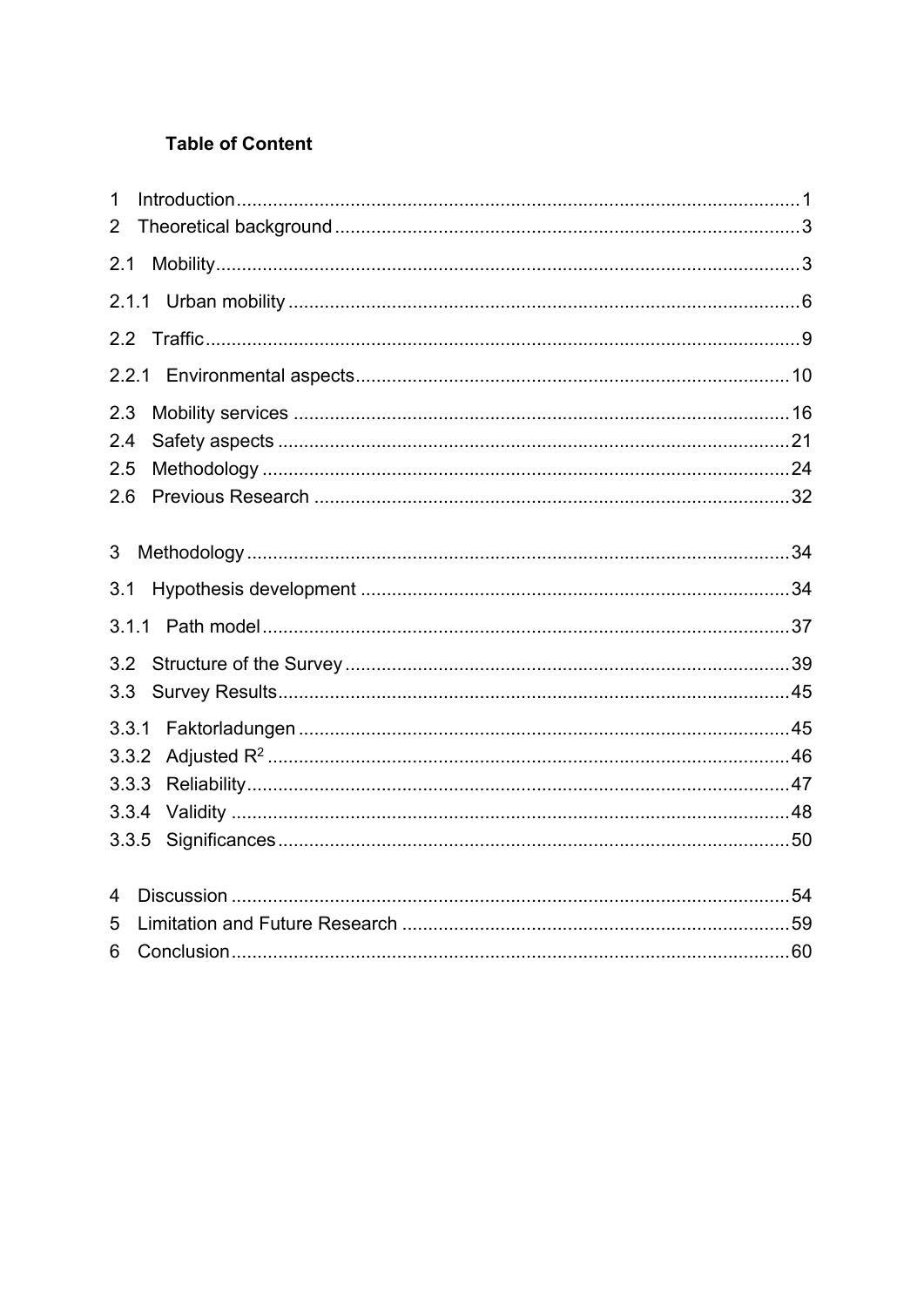**Table of Content**

1 Introduction........................................................................................................1
2 Theoretical background .....................................................................................3

2.1 Mobility............................................................................................................3

2.1.1 Urban mobility ..............................................................................................6

2.2 Traffic..............................................................................................................9

2.2.1 Environmental aspects.................................................................................10

2.3 Mobility services ............................................................................................16
2.4 Safety aspects ...............................................................................................21
2.5 Methodology ..................................................................................................24
2.6 Previous Research .........................................................................................32

3 Methodology......................................................................................................34

3.1 Hypothesis development ................................................................................34

3.1.1 Path model...................................................................................................37

3.2 Structure of the Survey...................................................................................39
3.3 Survey Results................................................................................................45

3.3.1 Faktorladungen ............................................................................................45
3.3.2 Adjusted $R^2$ ...............................................................................................46
3.3.3 Reliability......................................................................................................47
3.3.4 Validity .........................................................................................................48
3.3.5 Significances................................................................................................50

4 Discussion .........................................................................................................54
5 Limitation and Future Research ........................................................................59
6 Conclusion.........................................................................................................60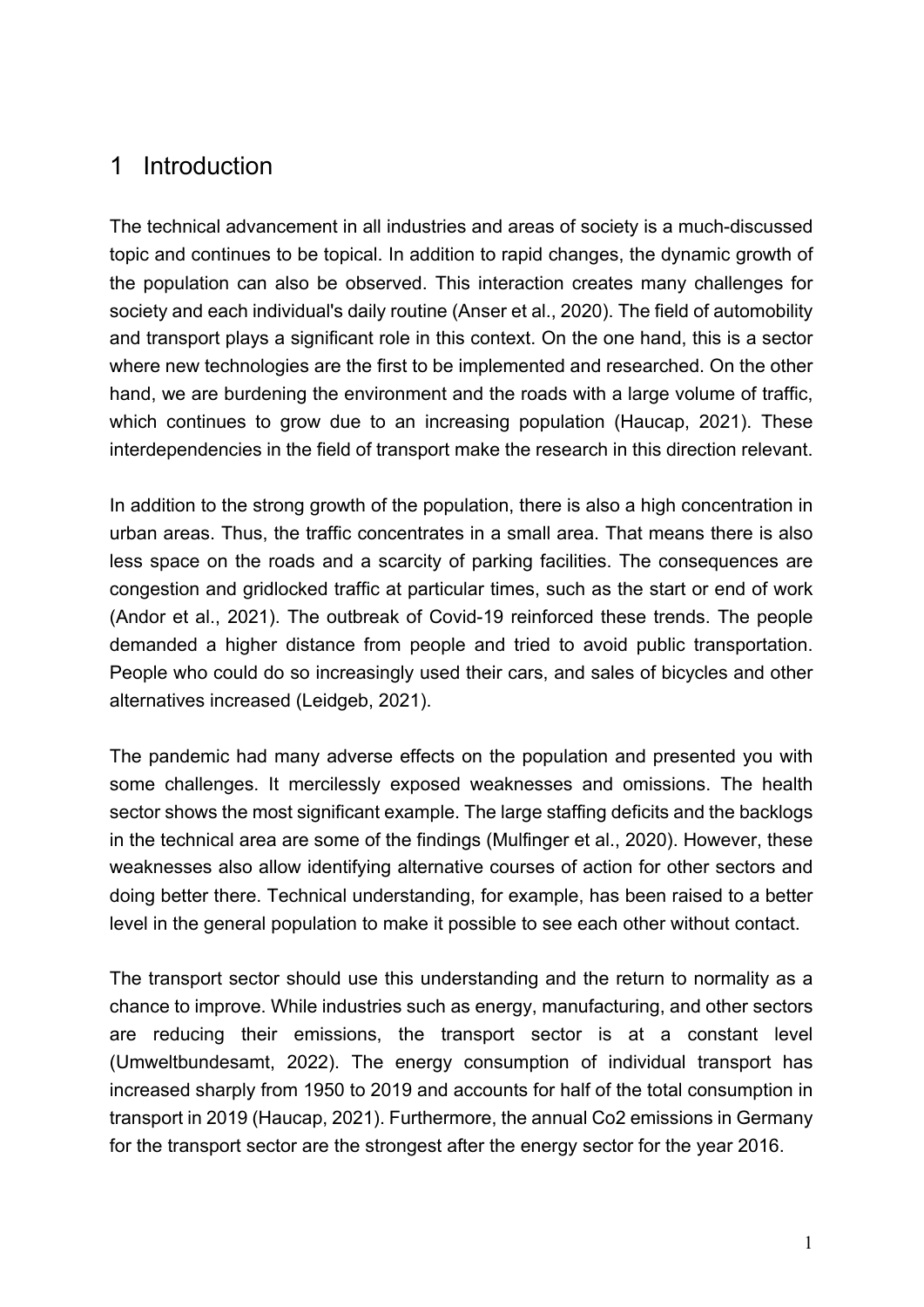# 1 Introduction

The technical advancement in all industries and areas of society is a much-discussed topic and continues to be topical. In addition to rapid changes, the dynamic growth of the population can also be observed. This interaction creates many challenges for society and each individual's daily routine (Anser et al., 2020). The field of automobility and transport plays a significant role in this context. On the one hand, this is a sector where new technologies are the first to be implemented and researched. On the other hand, we are burdening the environment and the roads with a large volume of traffic, which continues to grow due to an increasing population (Haucap, 2021). These interdependencies in the field of transport make the research in this direction relevant.

In addition to the strong growth of the population, there is also a high concentration in urban areas. Thus, the traffic concentrates in a small area. That means there is also less space on the roads and a scarcity of parking facilities. The consequences are congestion and gridlocked traffic at particular times, such as the start or end of work (Andor et al., 2021). The outbreak of Covid-19 reinforced these trends. The people demanded a higher distance from people and tried to avoid public transportation. People who could do so increasingly used their cars, and sales of bicycles and other alternatives increased (Leidgeb, 2021).

The pandemic had many adverse effects on the population and presented you with some challenges. It mercilessly exposed weaknesses and omissions. The health sector shows the most significant example. The large staffing deficits and the backlogs in the technical area are some of the findings (Mulfinger et al., 2020). However, these weaknesses also allow identifying alternative courses of action for other sectors and doing better there. Technical understanding, for example, has been raised to a better level in the general population to make it possible to see each other without contact.

The transport sector should use this understanding and the return to normality as a chance to improve. While industries such as energy, manufacturing, and other sectors are reducing their emissions, the transport sector is at a constant level (Umweltbundesamt, 2022). The energy consumption of individual transport has increased sharply from 1950 to 2019 and accounts for half of the total consumption in transport in 2019 (Haucap, 2021). Furthermore, the annual Co2 emissions in Germany for the transport sector are the strongest after the energy sector for the year 2016.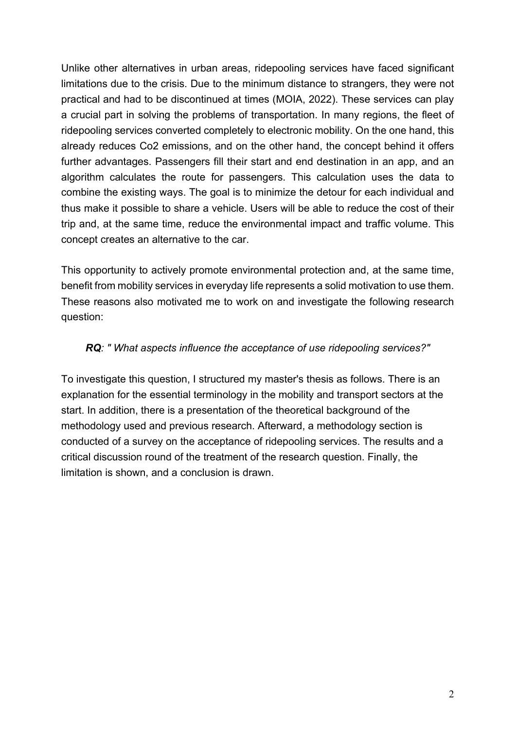Unlike other alternatives in urban areas, ridepooling services have faced significant limitations due to the crisis. Due to the minimum distance to strangers, they were not practical and had to be discontinued at times (MOIA, 2022). These services can play a crucial part in solving the problems of transportation. In many regions, the fleet of ridepooling services converted completely to electronic mobility. On the one hand, this already reduces Co2 emissions, and on the other hand, the concept behind it offers further advantages. Passengers fill their start and end destination in an app, and an algorithm calculates the route for passengers. This calculation uses the data to combine the existing ways. The goal is to minimize the detour for each individual and thus make it possible to share a vehicle. Users will be able to reduce the cost of their trip and, at the same time, reduce the environmental impact and traffic volume. This concept creates an alternative to the car.

This opportunity to actively promote environmental protection and, at the same time, benefit from mobility services in everyday life represents a solid motivation to use them. These reasons also motivated me to work on and investigate the following research question:

***RQ**: " What aspects influence the acceptance of use ridepooling services?"*

To investigate this question, I structured my master's thesis as follows. There is an explanation for the essential terminology in the mobility and transport sectors at the start. In addition, there is a presentation of the theoretical background of the methodology used and previous research. Afterward, a methodology section is conducted of a survey on the acceptance of ridepooling services. The results and a critical discussion round of the treatment of the research question. Finally, the limitation is shown, and a conclusion is drawn.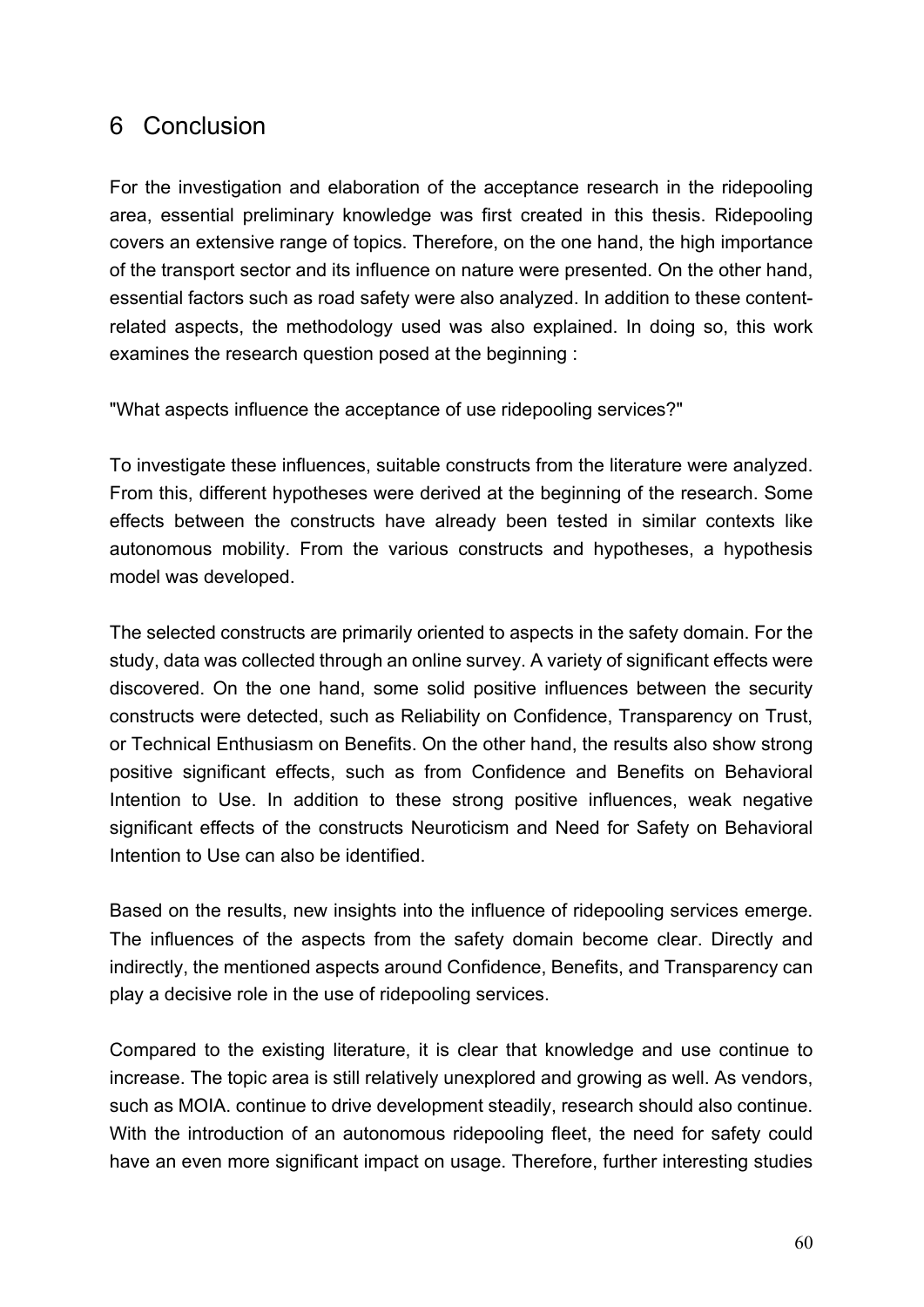# 6 Conclusion

For the investigation and elaboration of the acceptance research in the ridepooling area, essential preliminary knowledge was first created in this thesis. Ridepooling covers an extensive range of topics. Therefore, on the one hand, the high importance of the transport sector and its influence on nature were presented. On the other hand, essential factors such as road safety were also analyzed. In addition to these content-related aspects, the methodology used was also explained. In doing so, this work examines the research question posed at the beginning :

"What aspects influence the acceptance of use ridepooling services?"

To investigate these influences, suitable constructs from the literature were analyzed. From this, different hypotheses were derived at the beginning of the research. Some effects between the constructs have already been tested in similar contexts like autonomous mobility. From the various constructs and hypotheses, a hypothesis model was developed.

The selected constructs are primarily oriented to aspects in the safety domain. For the study, data was collected through an online survey. A variety of significant effects were discovered. On the one hand, some solid positive influences between the security constructs were detected, such as Reliability on Confidence, Transparency on Trust, or Technical Enthusiasm on Benefits. On the other hand, the results also show strong positive significant effects, such as from Confidence and Benefits on Behavioral Intention to Use. In addition to these strong positive influences, weak negative significant effects of the constructs Neuroticism and Need for Safety on Behavioral Intention to Use can also be identified.

Based on the results, new insights into the influence of ridepooling services emerge. The influences of the aspects from the safety domain become clear. Directly and indirectly, the mentioned aspects around Confidence, Benefits, and Transparency can play a decisive role in the use of ridepooling services.

Compared to the existing literature, it is clear that knowledge and use continue to increase. The topic area is still relatively unexplored and growing as well. As vendors, such as MOIA. continue to drive development steadily, research should also continue. With the introduction of an autonomous ridepooling fleet, the need for safety could have an even more significant impact on usage. Therefore, further interesting studies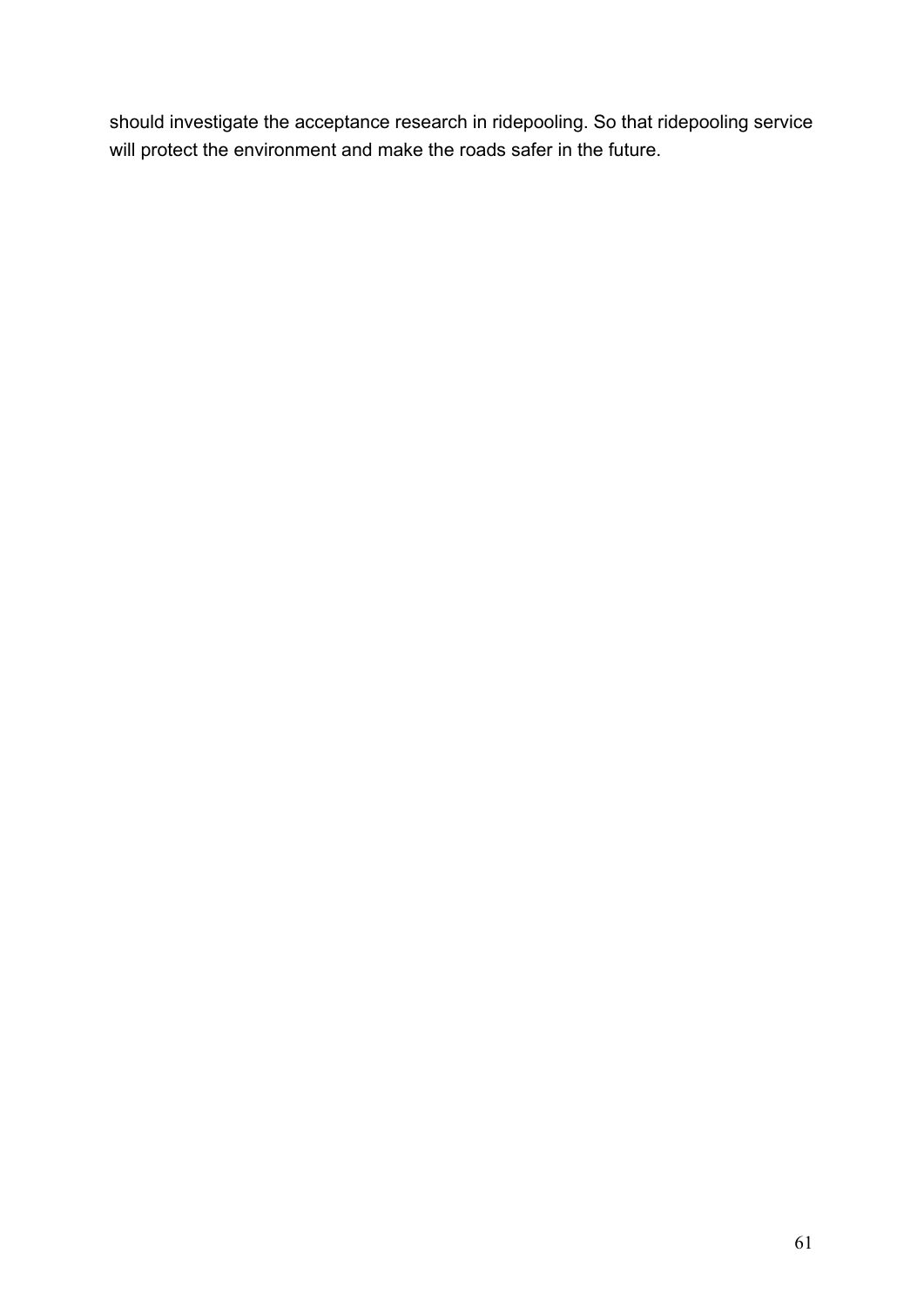should investigate the acceptance research in ridepooling. So that ridepooling service will protect the environment and make the roads safer in the future.